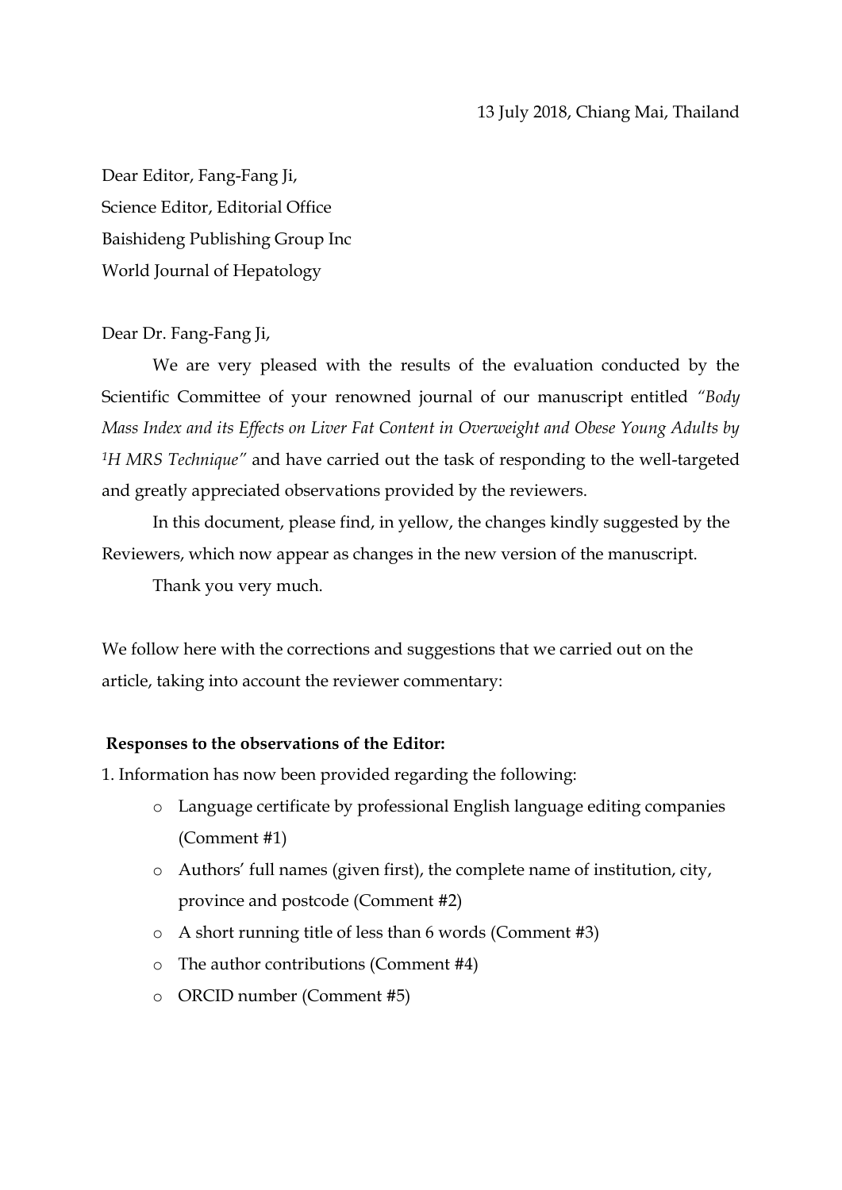13 July 2018, Chiang Mai, Thailand

Dear Editor, Fang-Fang Ji,
Science Editor, Editorial Office
Baishideng Publishing Group Inc
World Journal of Hepatology

Dear Dr. Fang-Fang Ji,

We are very pleased with the results of the evaluation conducted by the Scientific Committee of your renowned journal of our manuscript entitled *"Body Mass Index and its Effects on Liver Fat Content in Overweight and Obese Young Adults by $^{1}H$ MRS Technique"* and have carried out the task of responding to the well-targeted and greatly appreciated observations provided by the reviewers.

In this document, please find, in yellow, the changes kindly suggested by the Reviewers, which now appear as changes in the new version of the manuscript.

Thank you very much.

We follow here with the corrections and suggestions that we carried out on the article, taking into account the reviewer commentary:

**Responses to the observations of the Editor:**

1. Information has now been provided regarding the following:
   - Language certificate by professional English language editing companies (Comment #1)
   - Authors' full names (given first), the complete name of institution, city, province and postcode (Comment #2)
   - A short running title of less than 6 words (Comment #3)
   - The author contributions (Comment #4)
   - ORCID number (Comment #5)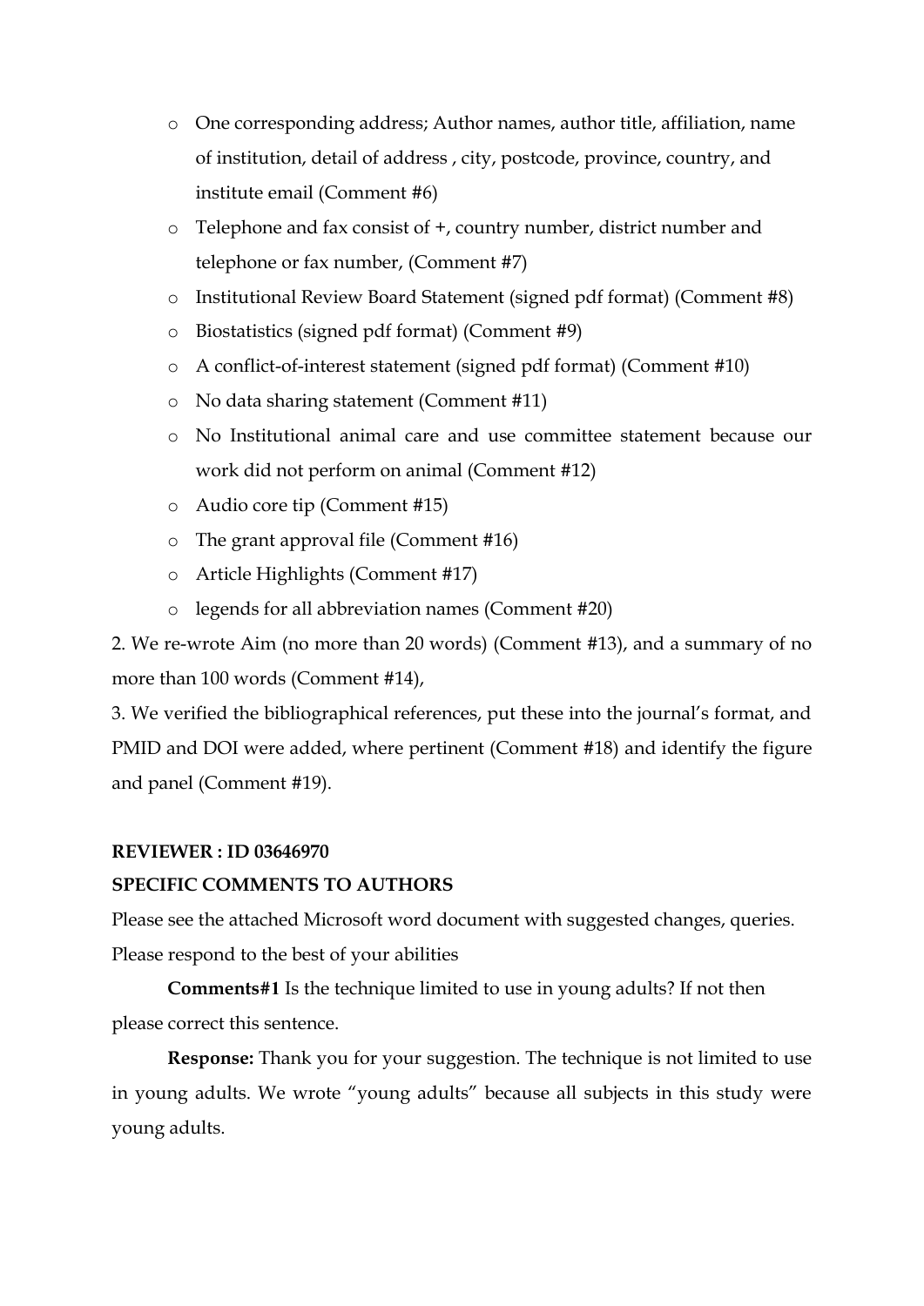- One corresponding address; Author names, author title, affiliation, name of institution, detail of address , city, postcode, province, country, and institute email (Comment #6)
- Telephone and fax consist of +, country number, district number and telephone or fax number, (Comment #7)
- Institutional Review Board Statement (signed pdf format) (Comment #8)
- Biostatistics (signed pdf format) (Comment #9)
- A conflict-of-interest statement (signed pdf format) (Comment #10)
- No data sharing statement (Comment #11)
- No Institutional animal care and use committee statement because our work did not perform on animal (Comment #12)
- Audio core tip (Comment #15)
- The grant approval file (Comment #16)
- Article Highlights (Comment #17)
- legends for all abbreviation names (Comment #20)

2. We re-wrote Aim (no more than 20 words) (Comment #13), and a summary of no more than 100 words (Comment #14),

3. We verified the bibliographical references, put these into the journal's format, and PMID and DOI were added, where pertinent (Comment #18) and identify the figure and panel (Comment #19).

**REVIEWER : ID 03646970**

**SPECIFIC COMMENTS TO AUTHORS**

Please see the attached Microsoft word document with suggested changes, queries. Please respond to the best of your abilities

**Comments#1** Is the technique limited to use in young adults? If not then please correct this sentence.

**Response:** Thank you for your suggestion. The technique is not limited to use in young adults. We wrote "young adults" because all subjects in this study were young adults.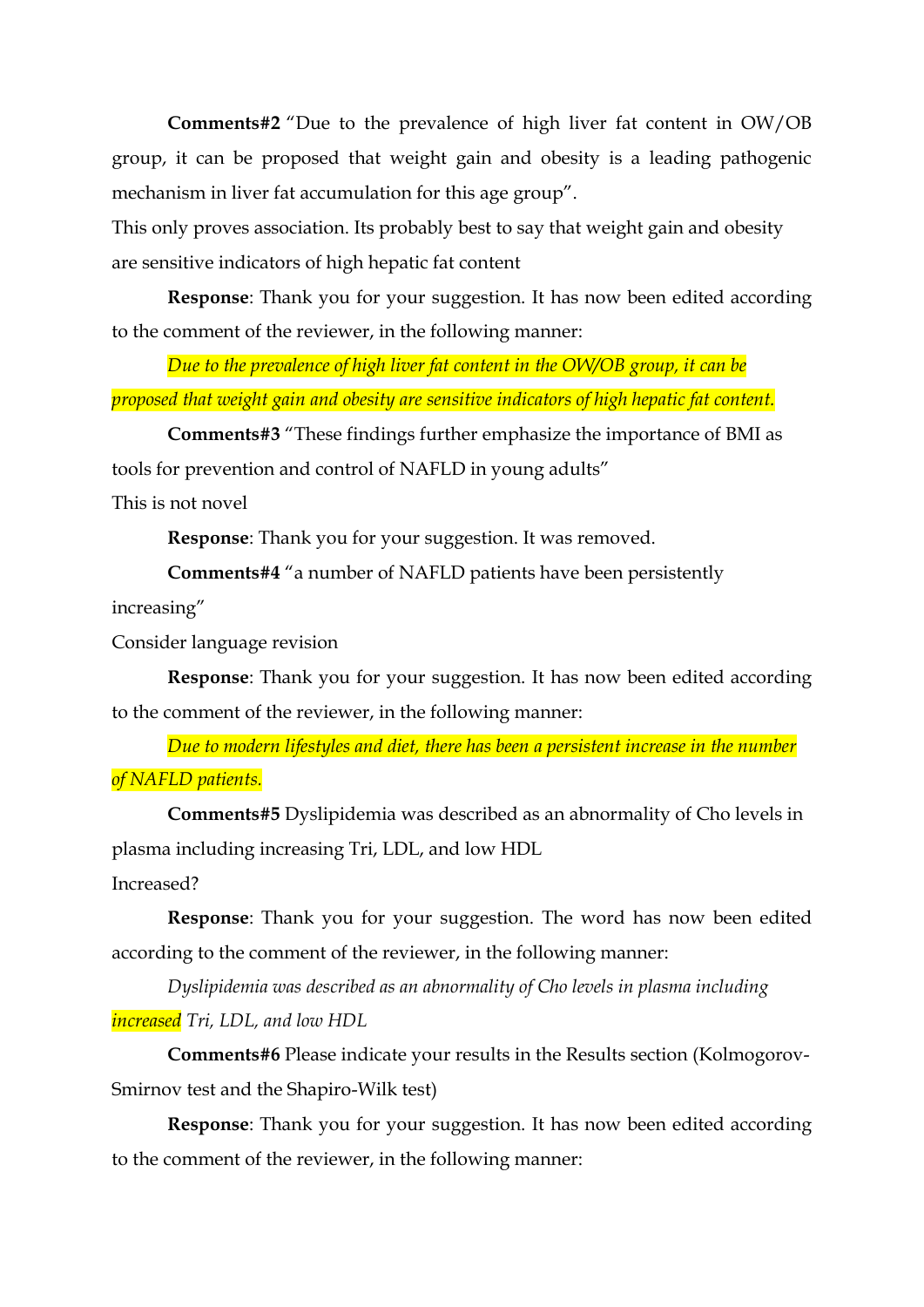**Comments#2** "Due to the prevalence of high liver fat content in OW/OB group, it can be proposed that weight gain and obesity is a leading pathogenic mechanism in liver fat accumulation for this age group".

This only proves association. Its probably best to say that weight gain and obesity are sensitive indicators of high hepatic fat content

**Response**: Thank you for your suggestion. It has now been edited according to the comment of the reviewer, in the following manner:

*Due to the prevalence of high liver fat content in the OW/OB group, it can be proposed that weight gain and obesity are sensitive indicators of high hepatic fat content.*

**Comments#3** "These findings further emphasize the importance of BMI as tools for prevention and control of NAFLD in young adults"

This is not novel

**Response**: Thank you for your suggestion. It was removed.

**Comments#4** "a number of NAFLD patients have been persistently increasing"

Consider language revision

**Response**: Thank you for your suggestion. It has now been edited according to the comment of the reviewer, in the following manner:

*Due to modern lifestyles and diet, there has been a persistent increase in the number of NAFLD patients.*

**Comments#5** Dyslipidemia was described as an abnormality of Cho levels in plasma including increasing Tri, LDL, and low HDL

Increased?

**Response**: Thank you for your suggestion. The word has now been edited according to the comment of the reviewer, in the following manner:

*Dyslipidemia was described as an abnormality of Cho levels in plasma including increased Tri, LDL, and low HDL*

**Comments#6** Please indicate your results in the Results section (Kolmogorov-Smirnov test and the Shapiro-Wilk test)

**Response**: Thank you for your suggestion. It has now been edited according to the comment of the reviewer, in the following manner: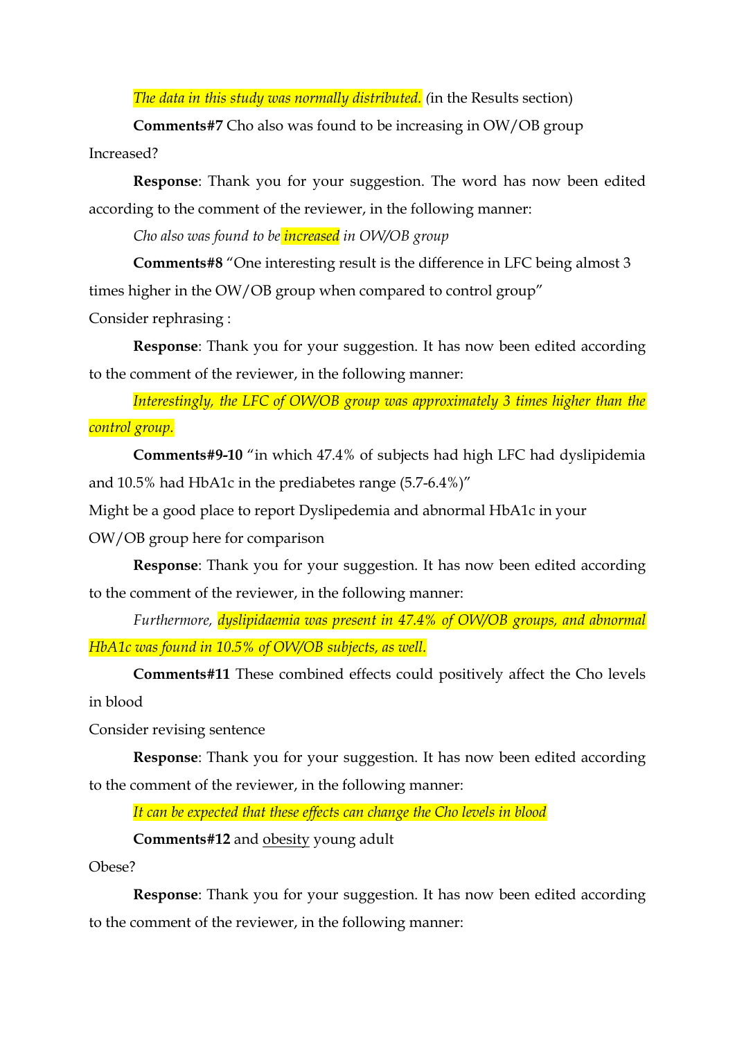*The data in this study was normally distributed.* (in the Results section)

**Comments#7** Cho also was found to be increasing in OW/OB group

Increased?

**Response**: Thank you for your suggestion. The word has now been edited according to the comment of the reviewer, in the following manner:

*Cho also was found to be increased in OW/OB group*

**Comments#8** "One interesting result is the difference in LFC being almost 3 times higher in the OW/OB group when compared to control group"

Consider rephrasing :

**Response**: Thank you for your suggestion. It has now been edited according to the comment of the reviewer, in the following manner:

*Interestingly, the LFC of OW/OB group was approximately 3 times higher than the control group.*

**Comments#9-10** "in which 47.4% of subjects had high LFC had dyslipidemia and 10.5% had HbA1c in the prediabetes range (5.7-6.4%)"

Might be a good place to report Dyslipedemia and abnormal HbA1c in your OW/OB group here for comparison

**Response**: Thank you for your suggestion. It has now been edited according to the comment of the reviewer, in the following manner:

*Furthermore, dyslipidaemia was present in 47.4% of OW/OB groups, and abnormal HbA1c was found in 10.5% of OW/OB subjects, as well.*

**Comments#11** These combined effects could positively affect the Cho levels in blood

Consider revising sentence

**Response**: Thank you for your suggestion. It has now been edited according to the comment of the reviewer, in the following manner:

*It can be expected that these effects can change the Cho levels in blood*

**Comments#12** and obesity young adult

Obese?

**Response**: Thank you for your suggestion. It has now been edited according to the comment of the reviewer, in the following manner: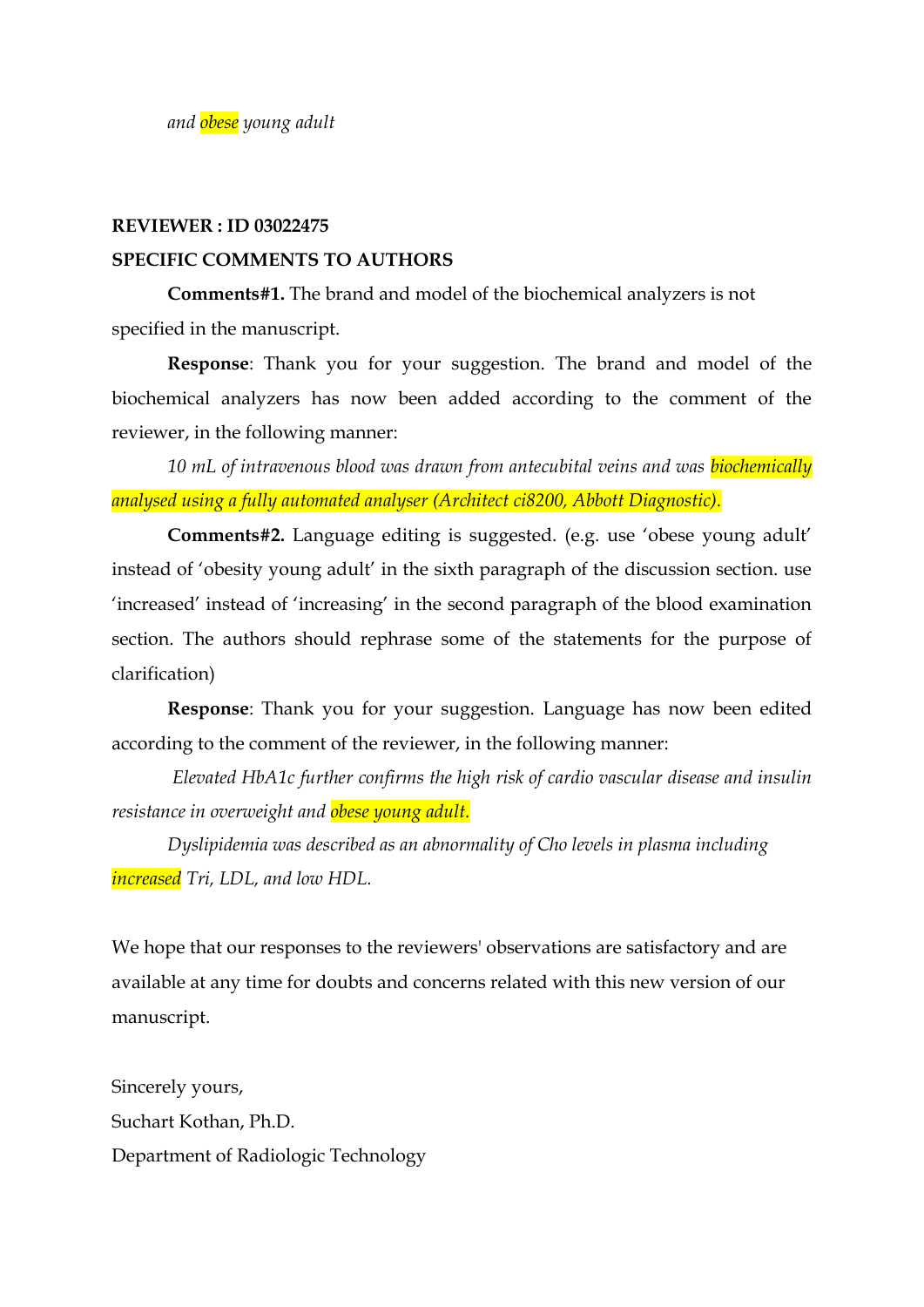*and obese young adult*

**REVIEWER : ID 03022475**

**SPECIFIC COMMENTS TO AUTHORS**

**Comments#1.** The brand and model of the biochemical analyzers is not specified in the manuscript.

**Response**: Thank you for your suggestion. The brand and model of the biochemical analyzers has now been added according to the comment of the reviewer, in the following manner:

*10 mL of intravenous blood was drawn from antecubital veins and was biochemically analysed using a fully automated analyser (Architect ci8200, Abbott Diagnostic).*

**Comments#2.** Language editing is suggested. (e.g. use 'obese young adult' instead of 'obesity young adult' in the sixth paragraph of the discussion section. use 'increased' instead of 'increasing' in the second paragraph of the blood examination section. The authors should rephrase some of the statements for the purpose of clarification)

**Response**: Thank you for your suggestion. Language has now been edited according to the comment of the reviewer, in the following manner:

*Elevated HbA1c further confirms the high risk of cardio vascular disease and insulin resistance in overweight and obese young adult.*

*Dyslipidemia was described as an abnormality of Cho levels in plasma including increased Tri, LDL, and low HDL.*

We hope that our responses to the reviewers' observations are satisfactory and are available at any time for doubts and concerns related with this new version of our manuscript.

Sincerely yours,

Suchart Kothan, Ph.D.

Department of Radiologic Technology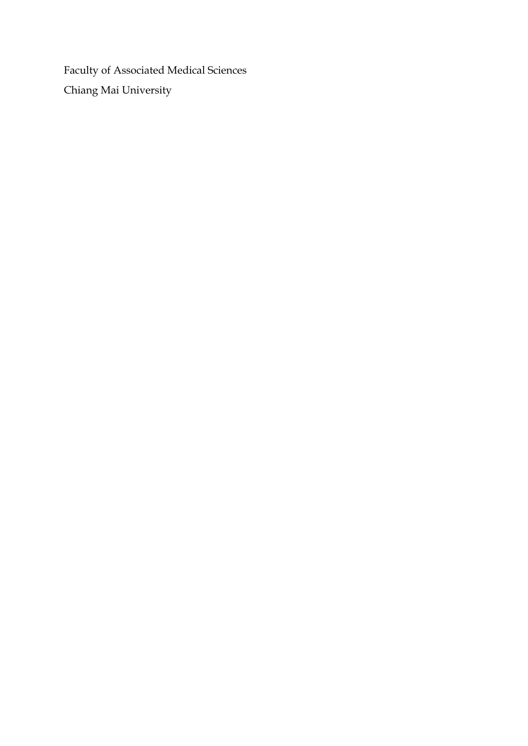Faculty of Associated Medical Sciences

Chiang Mai University